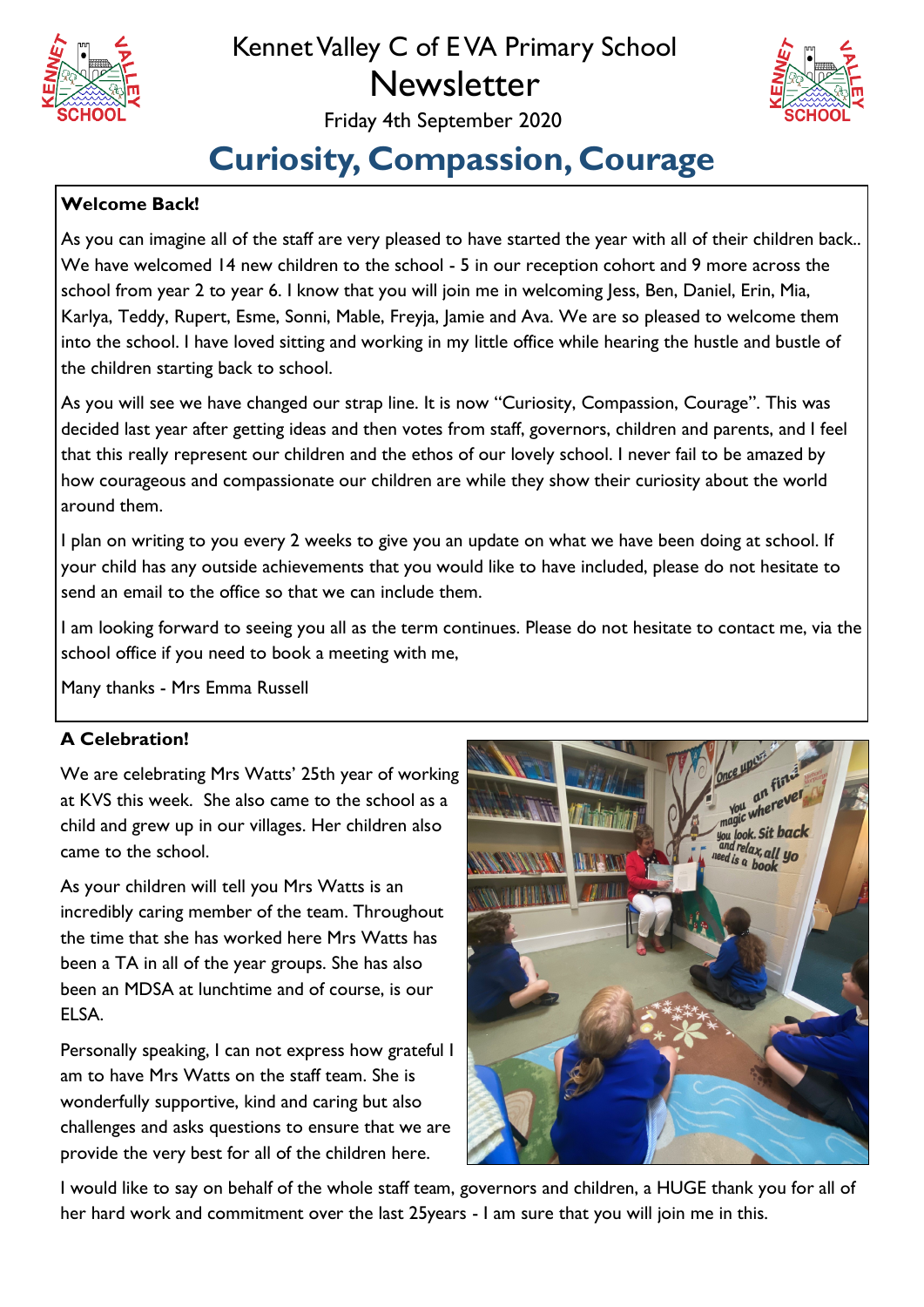# Kennet Valley C of E VA Primary School Newsletter

Friday 4th September 2020

## Curiosity, Compassion, Courage

**Welcome Back!**

As you can imagine all of the staff are very pleased to have started the year with all of their children back.. We have welcomed 14 new children to the school - 5 in our reception cohort and 9 more across the school from year 2 to year 6. I know that you will join me in welcoming Jess, Ben, Daniel, Erin, Mia, Karlya, Teddy, Rupert, Esme, Sonni, Mable, Freyja, Jamie and Ava. We are so pleased to welcome them into the school. I have loved sitting and working in my little office while hearing the hustle and bustle of the children starting back to school.

As you will see we have changed our strap line. It is now "Curiosity, Compassion, Courage". This was decided last year after getting ideas and then votes from staff, governors, children and parents, and I feel that this really represent our children and the ethos of our lovely school. I never fail to be amazed by how courageous and compassionate our children are while they show their curiosity about the world around them.

I plan on writing to you every 2 weeks to give you an update on what we have been doing at school. If your child has any outside achievements that you would like to have included, please do not hesitate to send an email to the office so that we can include them.

I am looking forward to seeing you all as the term continues. Please do not hesitate to contact me, via the school office if you need to book a meeting with me,

Many thanks - Mrs Emma Russell

**A Celebration!**

We are celebrating Mrs Watts' 25th year of working at KVS this week. She also came to the school as a child and grew up in our villages. Her children also came to the school.

As your children will tell you Mrs Watts is an incredibly caring member of the team. Throughout the time that she has worked here Mrs Watts has been a TA in all of the year groups. She has also been an MDSA at lunchtime and of course, is our ELSA.

Personally speaking, I can not express how grateful I am to have Mrs Watts on the staff team. She is wonderfully supportive, kind and caring but also challenges and asks questions to ensure that we are provide the very best for all of the children here.

I would like to say on behalf of the whole staff team, governors and children, a HUGE thank you for all of her hard work and commitment over the last 25years - I am sure that you will join me in this.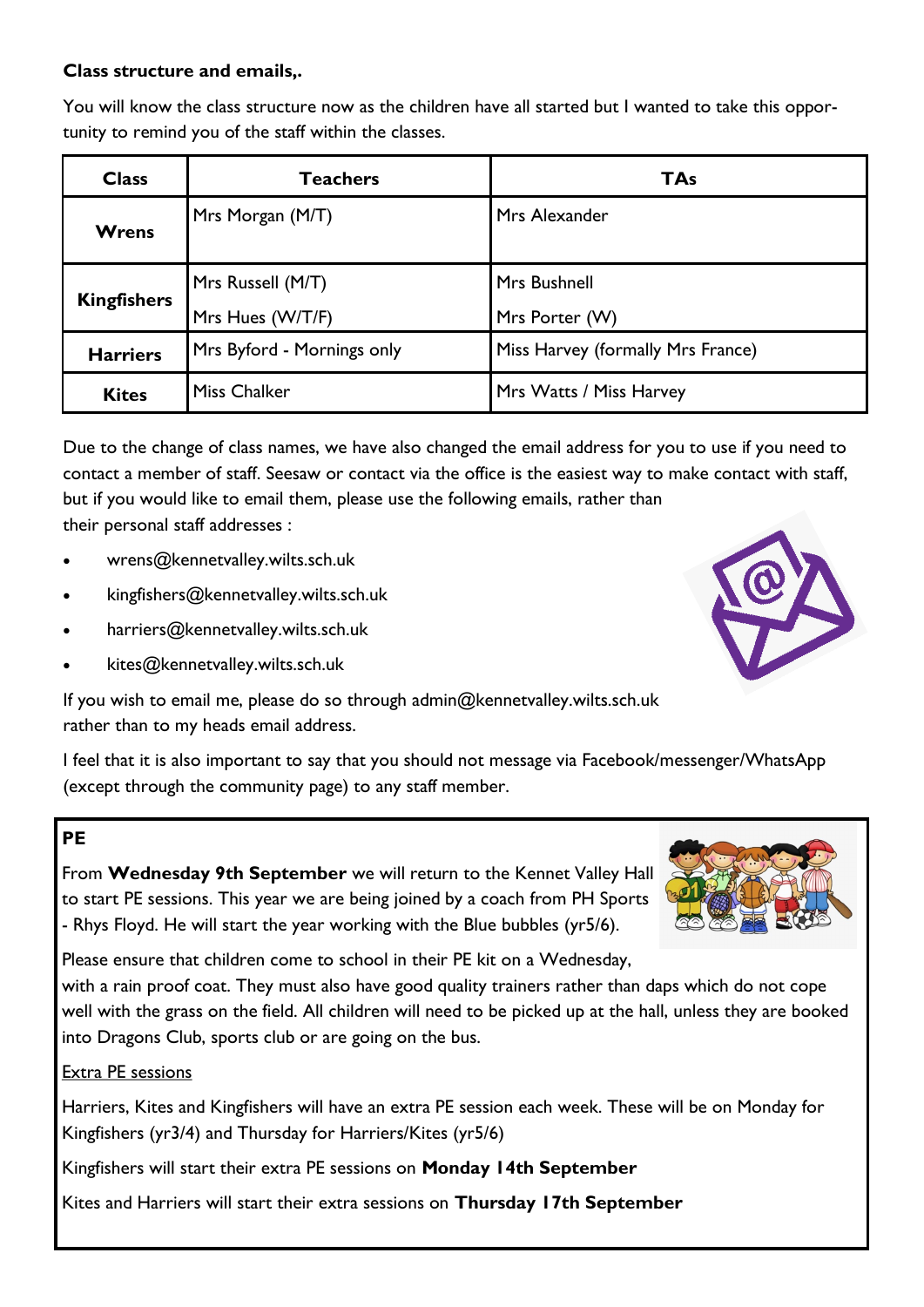**Class structure and emails,.**

You will know the class structure now as the children have all started but I wanted to take this opportunity to remind you of the staff within the classes.

| Class | Teachers | TAs |
|---|---|---|
| **Wrens** | Mrs Morgan (M/T) | Mrs Alexander |
| **Kingfishers** | Mrs Russell (M/T)<br>Mrs Hues (W/T/F) | Mrs Bushnell<br>Mrs Porter (W) |
| **Harriers** | Mrs Byford - Mornings only | Miss Harvey (formally Mrs France) |
| **Kites** | Miss Chalker | Mrs Watts / Miss Harvey |

Due to the change of class names, we have also changed the email address for you to use if you need to contact a member of staff. Seesaw or contact via the office is the easiest way to make contact with staff, but if you would like to email them, please use the following emails, rather than their personal staff addresses :

- wrens@kennetvalley.wilts.sch.uk
- kingfishers@kennetvalley.wilts.sch.uk
- harriers@kennetvalley.wilts.sch.uk
- kites@kennetvalley.wilts.sch.uk

If you wish to email me, please do so through admin@kennetvalley.wilts.sch.uk rather than to my heads email address.

I feel that it is also important to say that you should not message via Facebook/messenger/WhatsApp (except through the community page) to any staff member.

**PE**

From **Wednesday 9th September** we will return to the Kennet Valley Hall to start PE sessions. This year we are being joined by a coach from PH Sports - Rhys Floyd. He will start the year working with the Blue bubbles (yr5/6).

Please ensure that children come to school in their PE kit on a Wednesday, with a rain proof coat. They must also have good quality trainers rather than daps which do not cope well with the grass on the field. All children will need to be picked up at the hall, unless they are booked into Dragons Club, sports club or are going on the bus.

<u>Extra PE sessions</u>

Harriers, Kites and Kingfishers will have an extra PE session each week. These will be on Monday for Kingfishers (yr3/4) and Thursday for Harriers/Kites (yr5/6)

Kingfishers will start their extra PE sessions on **Monday 14th September**

Kites and Harriers will start their extra sessions on **Thursday 17th September**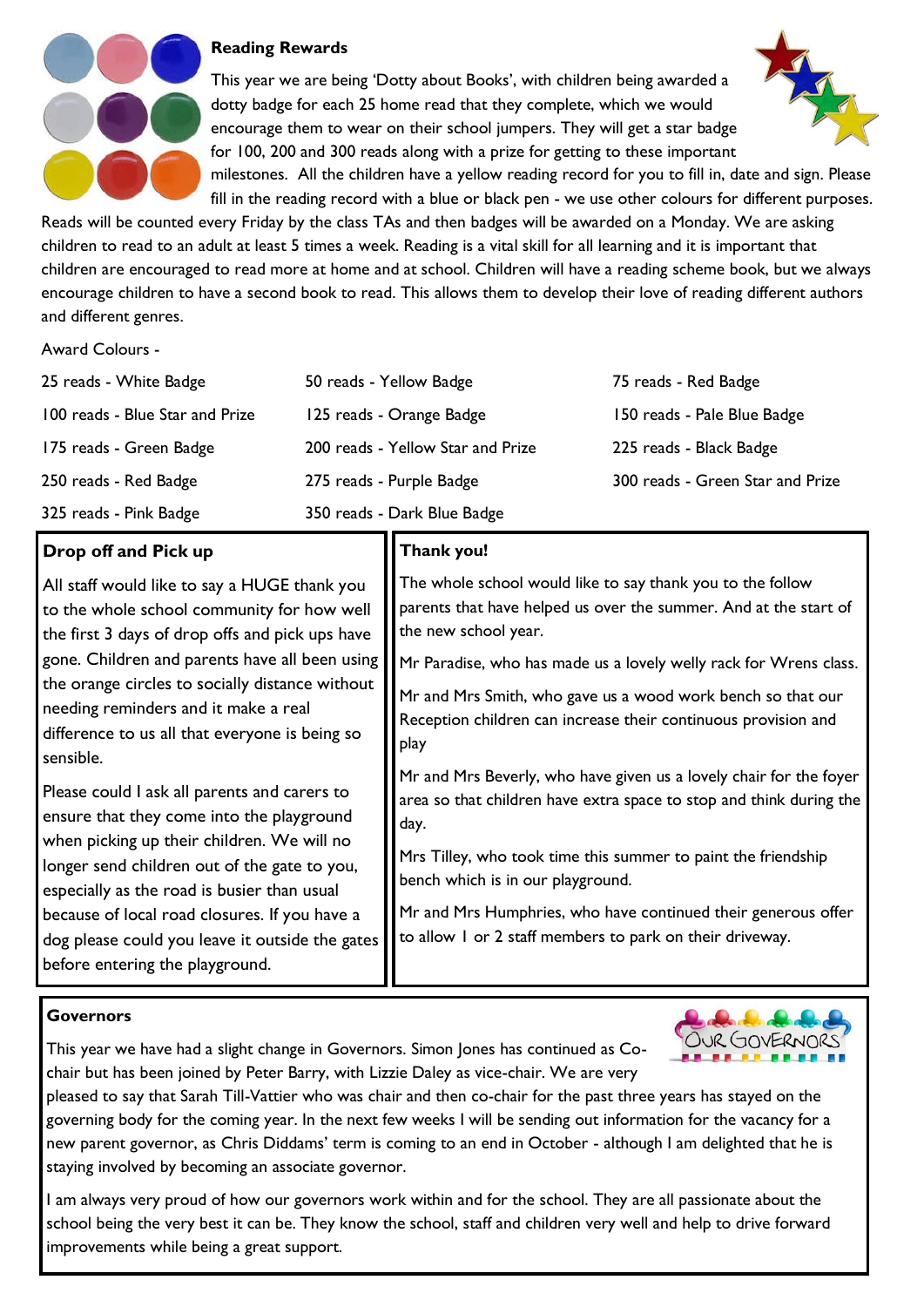## Reading Rewards

This year we are being 'Dotty about Books', with children being awarded a dotty badge for each 25 home read that they complete, which we would encourage them to wear on their school jumpers. They will get a star badge for 100, 200 and 300 reads along with a prize for getting to these important milestones. All the children have a yellow reading record for you to fill in, date and sign. Please fill in the reading record with a blue or black pen - we use other colours for different purposes. Reads will be counted every Friday by the class TAs and then badges will be awarded on a Monday. We are asking children to read to an adult at least 5 times a week. Reading is a vital skill for all learning and it is important that children are encouraged to read more at home and at school. Children will have a reading scheme book, but we always encourage children to have a second book to read. This allows them to develop their love of reading different authors and different genres.

Award Colours -

| | | |
|---|---|---|
| 25 reads - White Badge | 50 reads - Yellow Badge | 75 reads - Red Badge |
| 100 reads - Blue Star and Prize | 125 reads - Orange Badge | 150 reads - Pale Blue Badge |
| 175 reads - Green Badge | 200 reads - Yellow Star and Prize | 225 reads - Black Badge |
| 250 reads - Red Badge | 275 reads - Purple Badge | 300 reads - Green Star and Prize |
| 325 reads - Pink Badge | 350 reads - Dark Blue Badge | |

## Drop off and Pick up

All staff would like to say a HUGE thank you to the whole school community for how well the first 3 days of drop offs and pick ups have gone. Children and parents have all been using the orange circles to socially distance without needing reminders and it make a real difference to us all that everyone is being so sensible.

Please could I ask all parents and carers to ensure that they come into the playground when picking up their children. We will no longer send children out of the gate to you, especially as the road is busier than usual because of local road closures. If you have a dog please could you leave it outside the gates before entering the playground.

## Thank you!

The whole school would like to say thank you to the follow parents that have helped us over the summer. And at the start of the new school year.

Mr Paradise, who has made us a lovely welly rack for Wrens class.

Mr and Mrs Smith, who gave us a wood work bench so that our Reception children can increase their continuous provision and play

Mr and Mrs Beverly, who have given us a lovely chair for the foyer area so that children have extra space to stop and think during the day.

Mrs Tilley, who took time this summer to paint the friendship bench which is in our playground.

Mr and Mrs Humphries, who have continued their generous offer to allow 1 or 2 staff members to park on their driveway.

## Governors

This year we have had a slight change in Governors. Simon Jones has continued as Co-chair but has been joined by Peter Barry, with Lizzie Daley as vice-chair. We are very pleased to say that Sarah Till-Vattier who was chair and then co-chair for the past three years has stayed on the governing body for the coming year. In the next few weeks I will be sending out information for the vacancy for a new parent governor, as Chris Diddams' term is coming to an end in October - although I am delighted that he is staying involved by becoming an associate governor.

I am always very proud of how our governors work within and for the school. They are all passionate about the school being the very best it can be. They know the school, staff and children very well and help to drive forward improvements while being a great support.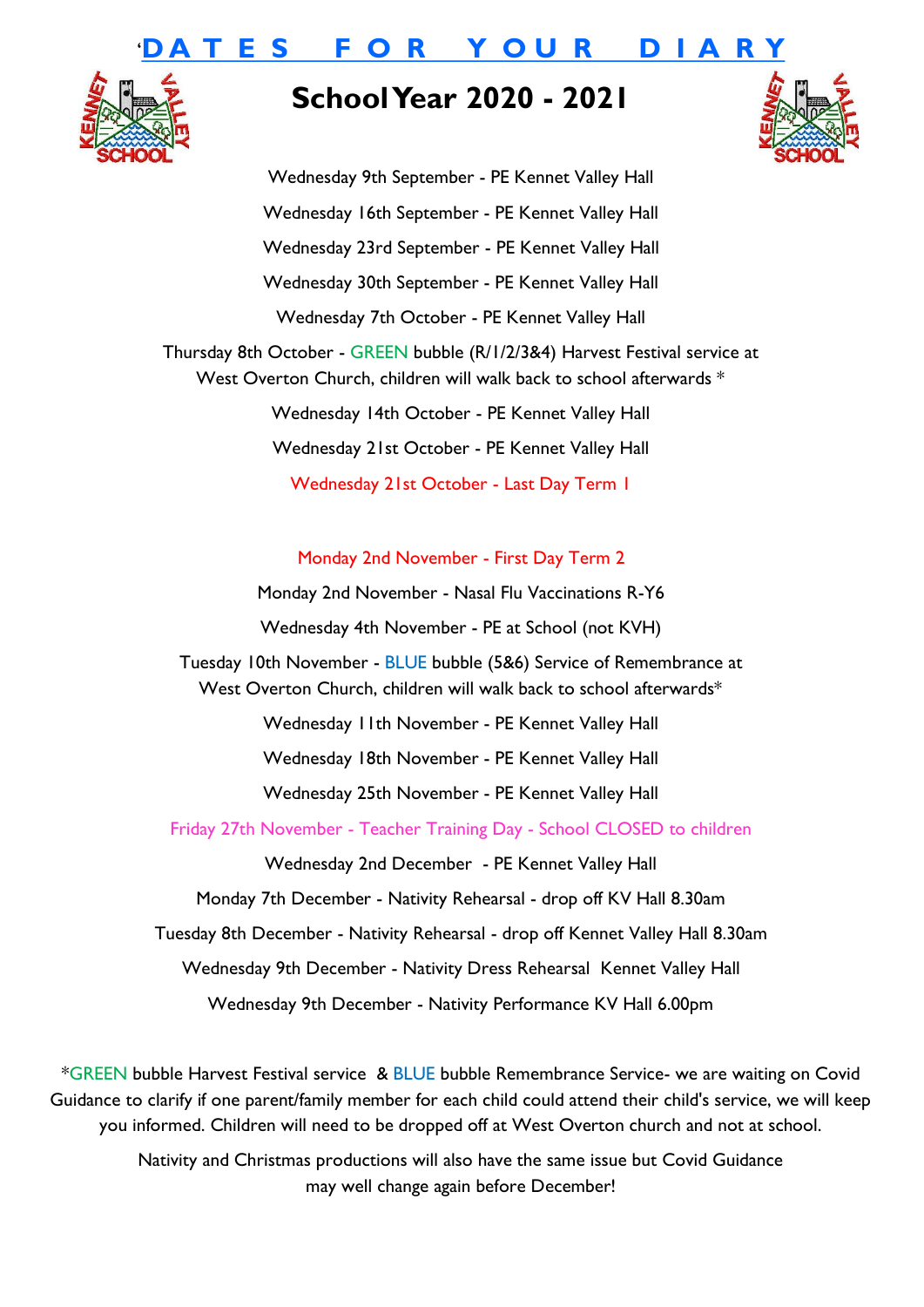# 'DATES FOR YOUR DIARY

## School Year 2020 - 2021

Wednesday 9th September - PE Kennet Valley Hall

Wednesday 16th September - PE Kennet Valley Hall

Wednesday 23rd September - PE Kennet Valley Hall

Wednesday 30th September - PE Kennet Valley Hall

Wednesday 7th October - PE Kennet Valley Hall

Thursday 8th October - GREEN bubble (R/1/2/3&4) Harvest Festival service at West Overton Church, children will walk back to school afterwards *

Wednesday 14th October - PE Kennet Valley Hall

Wednesday 21st October - PE Kennet Valley Hall

Wednesday 21st October - Last Day Term 1

Monday 2nd November - First Day Term 2

Monday 2nd November - Nasal Flu Vaccinations R-Y6

Wednesday 4th November - PE at School (not KVH)

Tuesday 10th November - BLUE bubble (5&6) Service of Remembrance at West Overton Church, children will walk back to school afterwards*

Wednesday 11th November - PE Kennet Valley Hall

Wednesday 18th November - PE Kennet Valley Hall

Wednesday 25th November - PE Kennet Valley Hall

Friday 27th November - Teacher Training Day - School CLOSED to children

Wednesday 2nd December - PE Kennet Valley Hall

Monday 7th December - Nativity Rehearsal - drop off KV Hall 8.30am

Tuesday 8th December - Nativity Rehearsal - drop off Kennet Valley Hall 8.30am

Wednesday 9th December - Nativity Dress Rehearsal Kennet Valley Hall

Wednesday 9th December - Nativity Performance KV Hall 6.00pm

*GREEN bubble Harvest Festival service & BLUE bubble Remembrance Service- we are waiting on Covid Guidance to clarify if one parent/family member for each child could attend their child's service, we will keep you informed. Children will need to be dropped off at West Overton church and not at school.

Nativity and Christmas productions will also have the same issue but Covid Guidance may well change again before December!